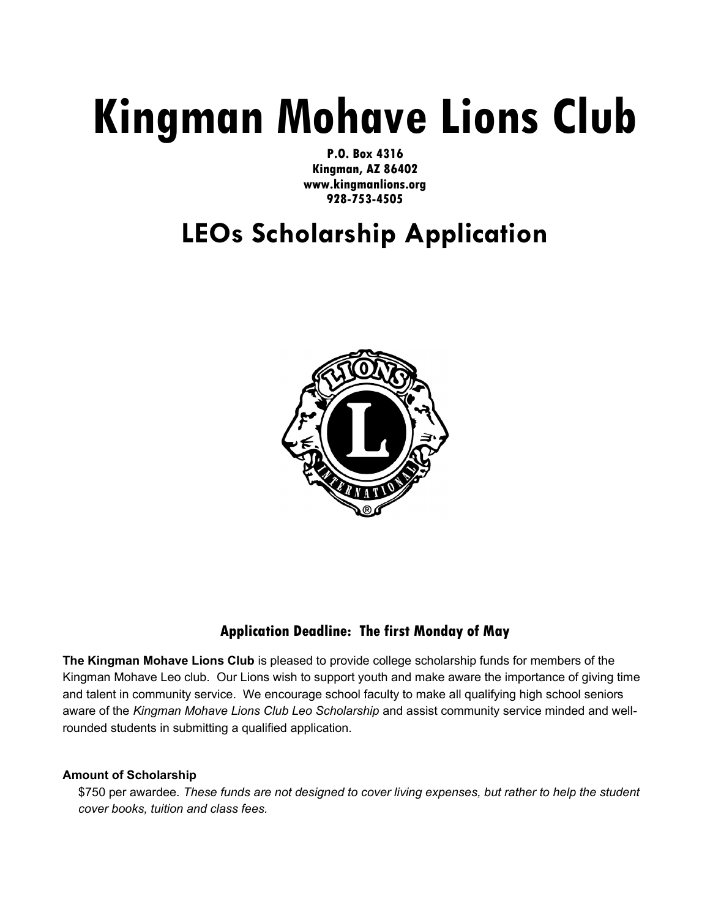# Kingman Mohave Lions Club

**P.O. Box 4316**
**Kingman, AZ 86402**
**www.kingmanlions.org**
**928-753-4505**

## LEOs Scholarship Application

### Application Deadline: The first Monday of May

**The Kingman Mohave Lions Club** is pleased to provide college scholarship funds for members of the Kingman Mohave Leo club. Our Lions wish to support youth and make aware the importance of giving time and talent in community service. We encourage school faculty to make all qualifying high school seniors aware of the *Kingman Mohave Lions Club Leo Scholarship* and assist community service minded and well-rounded students in submitting a qualified application.

**Amount of Scholarship**

$750 per awardee. *These funds are not designed to cover living expenses, but rather to help the student cover books, tuition and class fees.*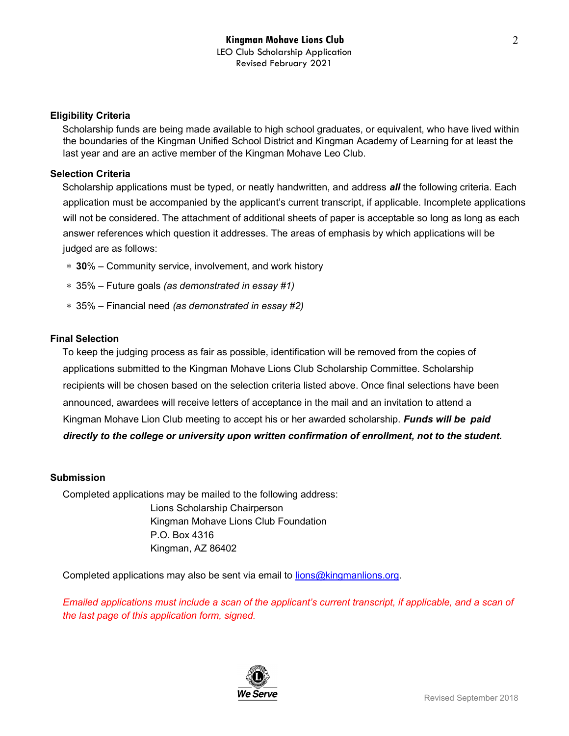**Kingman Mohave Lions Club**
LEO Club Scholarship Application
Revised February 2021

### Eligibility Criteria

Scholarship funds are being made available to high school graduates, or equivalent, who have lived within the boundaries of the Kingman Unified School District and Kingman Academy of Learning for at least the last year and are an active member of the Kingman Mohave Leo Club.

### Selection Criteria

Scholarship applications must be typed, or neatly handwritten, and address ***all*** the following criteria. Each application must be accompanied by the applicant's current transcript, if applicable. Incomplete applications will not be considered. The attachment of additional sheets of paper is acceptable so long as long as each answer references which question it addresses. The areas of emphasis by which applications will be judged are as follows:

* **30**% – Community service, involvement, and work history
* 35% – Future goals *(as demonstrated in essay #1)*
* 35% – Financial need *(as demonstrated in essay #2)*

### Final Selection

To keep the judging process as fair as possible, identification will be removed from the copies of applications submitted to the Kingman Mohave Lions Club Scholarship Committee. Scholarship recipients will be chosen based on the selection criteria listed above. Once final selections have been announced, awardees will receive letters of acceptance in the mail and an invitation to attend a Kingman Mohave Lion Club meeting to accept his or her awarded scholarship. ***Funds will be paid directly to the college or university upon written confirmation of enrollment, not to the student.***

### Submission

Completed applications may be mailed to the following address:

Lions Scholarship Chairperson
Kingman Mohave Lions Club Foundation
P.O. Box 4316
Kingman, AZ 86402

Completed applications may also be sent via email to lions@kingmanlions.org.

*Emailed applications must include a scan of the applicant's current transcript, if applicable, and a scan of the last page of this application form, signed.*

We Serve

Revised September 2018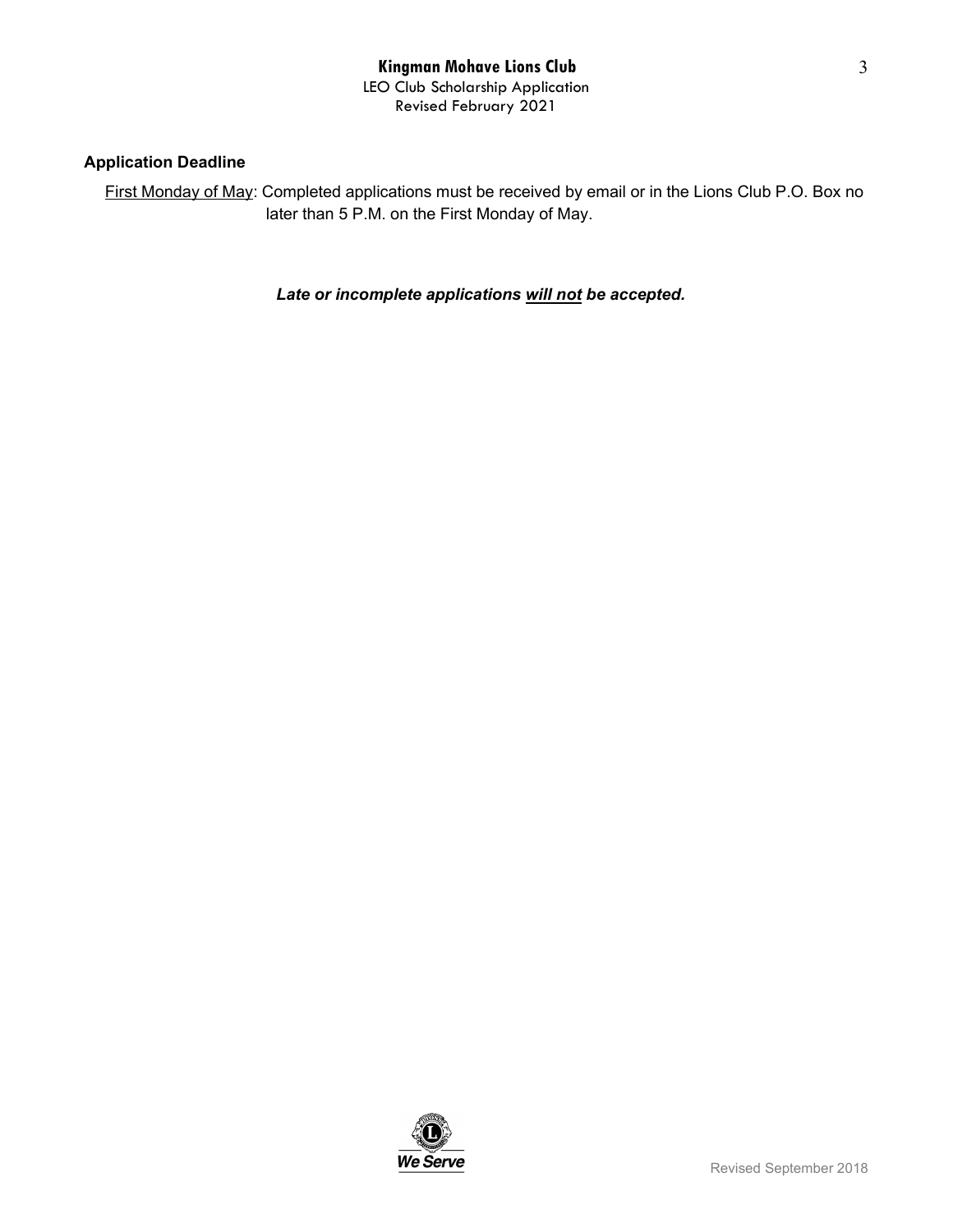### Application Deadline

First Monday of May: Completed applications must be received by email or in the Lions Club P.O. Box no later than 5 P.M. on the First Monday of May.

***Late or incomplete applications will not be accepted.***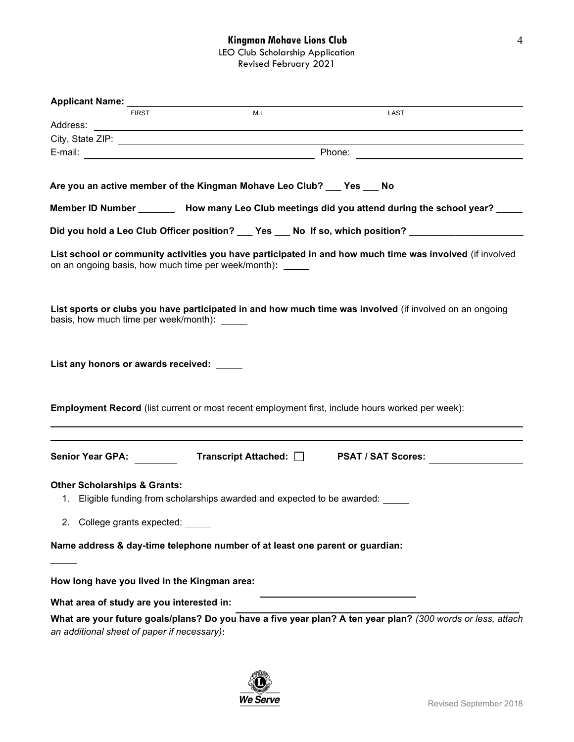**Kingman Mohave Lions Club**
LEO Club Scholarship Application
Revised February 2021

**Applicant Name:** ______________________________________________
FIRST M.I. LAST

Address: ______________________________________________

City, State ZIP: ______________________________________________

E-mail: ______________________ Phone: ______________________

**Are you an active member of the Kingman Mohave Leo Club? ___ Yes ___ No**

**Member ID Number _______ How many Leo Club meetings did you attend during the school year? _____**

**Did you hold a Leo Club Officer position? ___ Yes ___ No If so, which position? ______________________**

**List school or community activities you have participated in and how much time was involved** (if involved on an ongoing basis, how much time per week/month)**:** _____

**List sports or clubs you have participated in and how much time was involved** (if involved on an ongoing basis, how much time per week/month)**:** _____

**List any honors or awards received:** _____

**Employment Record** (list current or most recent employment first, include hours worked per week):

______________________________________________

______________________________________________

**Senior Year GPA:** ________ **Transcript Attached:** ☐ **PSAT / SAT Scores:** ______________

**Other Scholarships & Grants:**

1. Eligible funding from scholarships awarded and expected to be awarded: _____
2. College grants expected: _____

**Name address & day-time telephone number of at least one parent or guardian:**

_____

**How long have you lived in the Kingman area:** ______________________

**What area of study are you interested in:** ______________________

**What are your future goals/plans? Do you have a five year plan? A ten year plan?** *(300 words or less, attach an additional sheet of paper if necessary)***:**

*We Serve*

Revised September 2018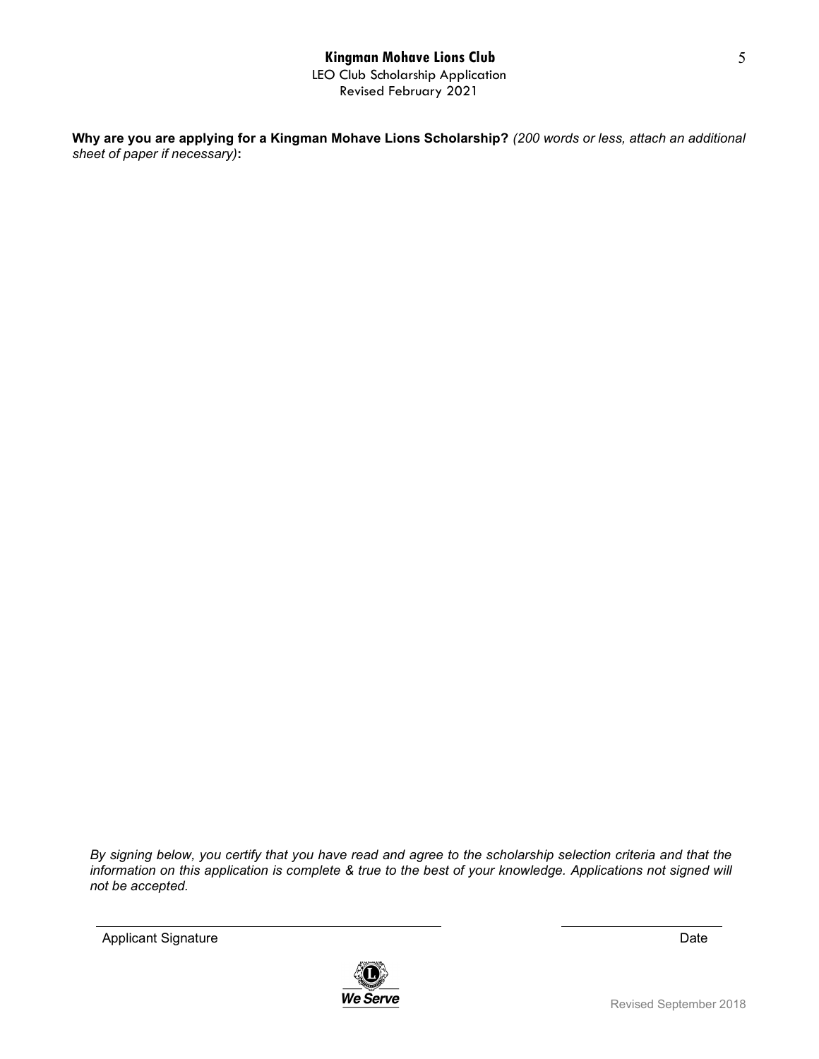**Why are you are applying for a Kingman Mohave Lions Scholarship?** *(200 words or less, attach an additional sheet of paper if necessary)***:**

*By signing below, you certify that you have read and agree to the scholarship selection criteria and that the information on this application is complete & true to the best of your knowledge. Applications not signed will not be accepted.*

Applicant Signature ______________________________ Date ______________

We Serve